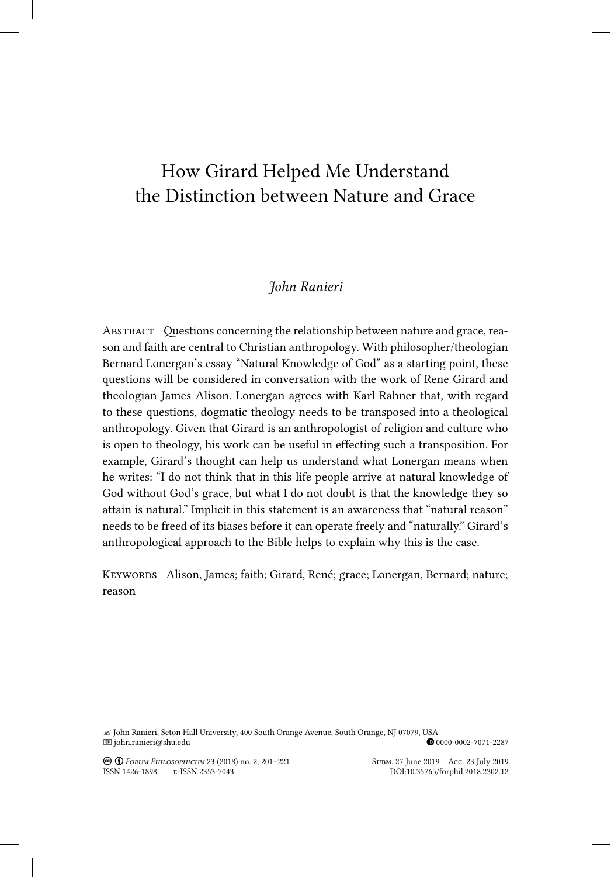# How Girard Helped Me Understand the Distinction between Nature and Grace

*John Ranieri*

Abstract Questions concerning the relationship between nature and grace, reason and faith are central to Christian anthropology. With philosopher/theologian Bernard Lonergan's essay "Natural Knowledge of God" as a starting point, these questions will be considered in conversation with the work of Rene Girard and theologian James Alison. Lonergan agrees with Karl Rahner that, with regard to these questions, dogmatic theology needs to be transposed into a theological anthropology. Given that Girard is an anthropologist of religion and culture who is open to theology, his work can be useful in effecting such a transposition. For example, Girard's thought can help us understand what Lonergan means when he writes: "I do not think that in this life people arrive at natural knowledge of God without God's grace, but what I do not doubt is that the knowledge they so attain is natural." Implicit in this statement is an awareness that "natural reason" needs to be freed of its biases before it can operate freely and "naturally." Girard's anthropological approach to the Bible helps to explain why this is the case.

Keywords Alison, James; faith; Girard, René; grace; Lonergan, Bernard; nature; reason

John Ranieri, Seton Hall University, 400 South Orange Avenue, South Orange, NJ 07079, USA
john.ranieri@shu.edu
0000-0002-7071-2287

Subm. 27 June 2019 Acc. 23 July 2019
ISSN 1426-1898 e-ISSN 2353-7043
DOI:10.35765/forphil.2018.2302.12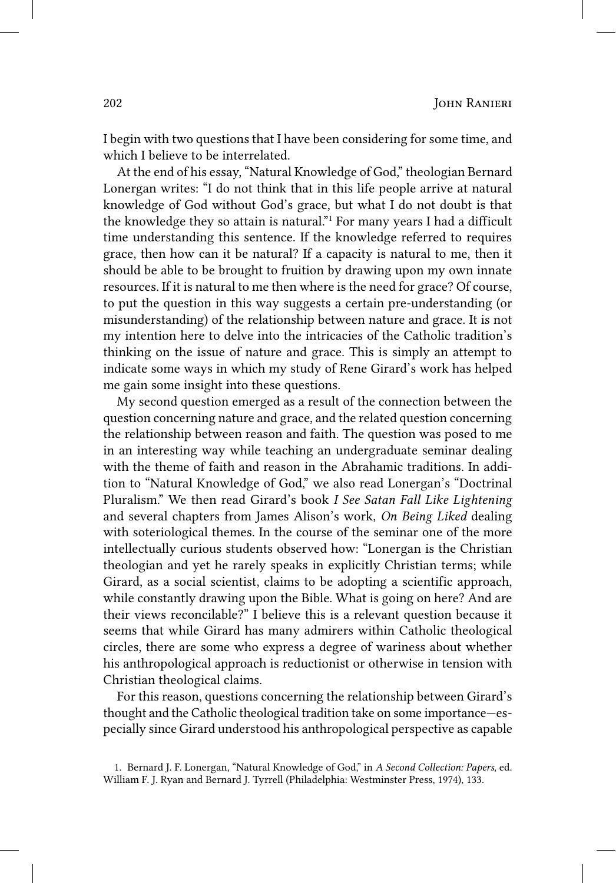I begin with two questions that I have been considering for some time, and which I believe to be interrelated.

At the end of his essay, "Natural Knowledge of God," theologian Bernard Lonergan writes: "I do not think that in this life people arrive at natural knowledge of God without God's grace, but what I do not doubt is that the knowledge they so attain is natural."[1] For many years I had a difficult time understanding this sentence. If the knowledge referred to requires grace, then how can it be natural? If a capacity is natural to me, then it should be able to be brought to fruition by drawing upon my own innate resources. If it is natural to me then where is the need for grace? Of course, to put the question in this way suggests a certain pre-understanding (or misunderstanding) of the relationship between nature and grace. It is not my intention here to delve into the intricacies of the Catholic tradition's thinking on the issue of nature and grace. This is simply an attempt to indicate some ways in which my study of Rene Girard's work has helped me gain some insight into these questions.

My second question emerged as a result of the connection between the question concerning nature and grace, and the related question concerning the relationship between reason and faith. The question was posed to me in an interesting way while teaching an undergraduate seminar dealing with the theme of faith and reason in the Abrahamic traditions. In addition to "Natural Knowledge of God," we also read Lonergan's "Doctrinal Pluralism." We then read Girard's book *I See Satan Fall Like Lightening* and several chapters from James Alison's work, *On Being Liked* dealing with soteriological themes. In the course of the seminar one of the more intellectually curious students observed how: "Lonergan is the Christian theologian and yet he rarely speaks in explicitly Christian terms; while Girard, as a social scientist, claims to be adopting a scientific approach, while constantly drawing upon the Bible. What is going on here? And are their views reconcilable?" I believe this is a relevant question because it seems that while Girard has many admirers within Catholic theological circles, there are some who express a degree of wariness about whether his anthropological approach is reductionist or otherwise in tension with Christian theological claims.

For this reason, questions concerning the relationship between Girard's thought and the Catholic theological tradition take on some importance—especially since Girard understood his anthropological perspective as capable

1. Bernard J. F. Lonergan, "Natural Knowledge of God," in *A Second Collection: Papers*, ed. William F. J. Ryan and Bernard J. Tyrrell (Philadelphia: Westminster Press, 1974), 133.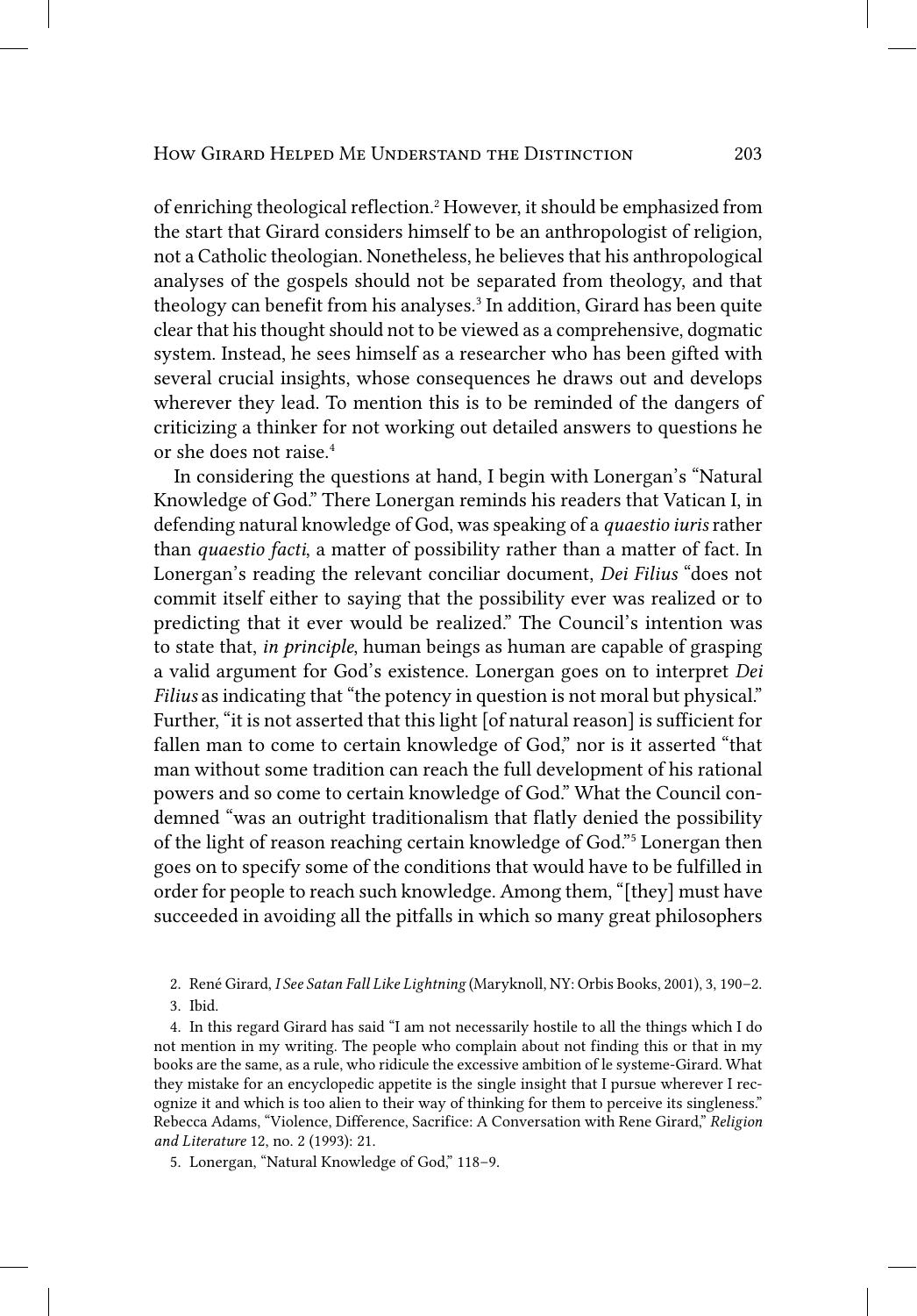of enriching theological reflection.[2] However, it should be emphasized from the start that Girard considers himself to be an anthropologist of religion, not a Catholic theologian. Nonetheless, he believes that his anthropological analyses of the gospels should not be separated from theology, and that theology can benefit from his analyses.[3] In addition, Girard has been quite clear that his thought should not to be viewed as a comprehensive, dogmatic system. Instead, he sees himself as a researcher who has been gifted with several crucial insights, whose consequences he draws out and develops wherever they lead. To mention this is to be reminded of the dangers of criticizing a thinker for not working out detailed answers to questions he or she does not raise.[4]

In considering the questions at hand, I begin with Lonergan's "Natural Knowledge of God." There Lonergan reminds his readers that Vatican I, in defending natural knowledge of God, was speaking of a *quaestio iuris* rather than *quaestio facti*, a matter of possibility rather than a matter of fact. In Lonergan's reading the relevant conciliar document, *Dei Filius* "does not commit itself either to saying that the possibility ever was realized or to predicting that it ever would be realized." The Council's intention was to state that, *in principle*, human beings as human are capable of grasping a valid argument for God's existence. Lonergan goes on to interpret *Dei Filius* as indicating that "the potency in question is not moral but physical." Further, "it is not asserted that this light [of natural reason] is sufficient for fallen man to come to certain knowledge of God," nor is it asserted "that man without some tradition can reach the full development of his rational powers and so come to certain knowledge of God." What the Council condemned "was an outright traditionalism that flatly denied the possibility of the light of reason reaching certain knowledge of God."[5] Lonergan then goes on to specify some of the conditions that would have to be fulfilled in order for people to reach such knowledge. Among them, "[they] must have succeeded in avoiding all the pitfalls in which so many great philosophers

2. René Girard, *I See Satan Fall Like Lightning* (Maryknoll, NY: Orbis Books, 2001), 3, 190–2.

3. Ibid.

4. In this regard Girard has said "I am not necessarily hostile to all the things which I do not mention in my writing. The people who complain about not finding this or that in my books are the same, as a rule, who ridicule the excessive ambition of le systeme-Girard. What they mistake for an encyclopedic appetite is the single insight that I pursue wherever I recognize it and which is too alien to their way of thinking for them to perceive its singleness." Rebecca Adams, "Violence, Difference, Sacrifice: A Conversation with Rene Girard," *Religion and Literature* 12, no. 2 (1993): 21.

5. Lonergan, "Natural Knowledge of God," 118–9.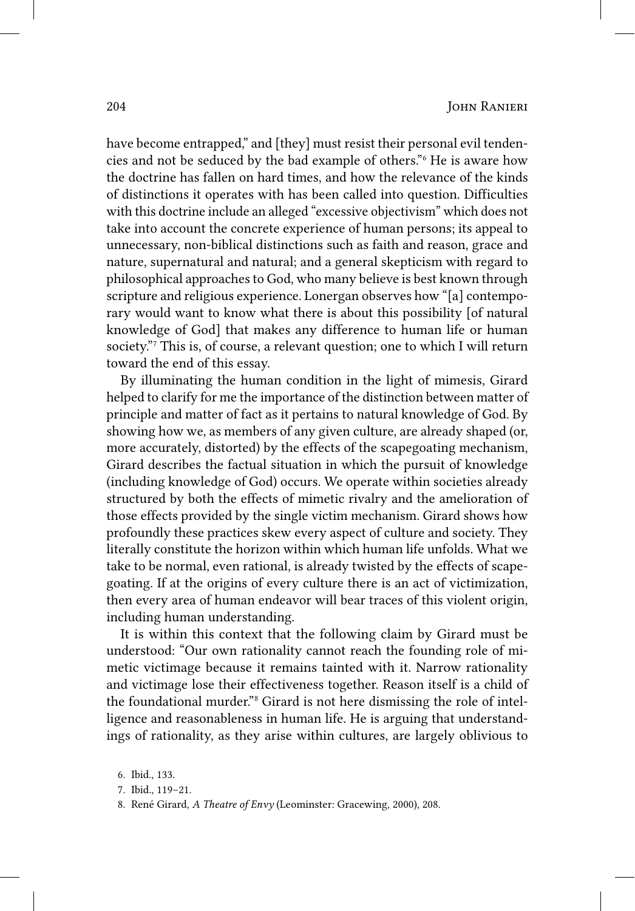have become entrapped," and [they] must resist their personal evil tendencies and not be seduced by the bad example of others."[6] He is aware how the doctrine has fallen on hard times, and how the relevance of the kinds of distinctions it operates with has been called into question. Difficulties with this doctrine include an alleged "excessive objectivism" which does not take into account the concrete experience of human persons; its appeal to unnecessary, non-biblical distinctions such as faith and reason, grace and nature, supernatural and natural; and a general skepticism with regard to philosophical approaches to God, who many believe is best known through scripture and religious experience. Lonergan observes how "[a] contemporary would want to know what there is about this possibility [of natural knowledge of God] that makes any difference to human life or human society."[7] This is, of course, a relevant question; one to which I will return toward the end of this essay.

By illuminating the human condition in the light of mimesis, Girard helped to clarify for me the importance of the distinction between matter of principle and matter of fact as it pertains to natural knowledge of God. By showing how we, as members of any given culture, are already shaped (or, more accurately, distorted) by the effects of the scapegoating mechanism, Girard describes the factual situation in which the pursuit of knowledge (including knowledge of God) occurs. We operate within societies already structured by both the effects of mimetic rivalry and the amelioration of those effects provided by the single victim mechanism. Girard shows how profoundly these practices skew every aspect of culture and society. They literally constitute the horizon within which human life unfolds. What we take to be normal, even rational, is already twisted by the effects of scapegoating. If at the origins of every culture there is an act of victimization, then every area of human endeavor will bear traces of this violent origin, including human understanding.

It is within this context that the following claim by Girard must be understood: "Our own rationality cannot reach the founding role of mimetic victimage because it remains tainted with it. Narrow rationality and victimage lose their effectiveness together. Reason itself is a child of the foundational murder."[8] Girard is not here dismissing the role of intelligence and reasonableness in human life. He is arguing that understandings of rationality, as they arise within cultures, are largely oblivious to

6. Ibid., 133.

7. Ibid., 119–21.

8. René Girard, *A Theatre of Envy* (Leominster: Gracewing, 2000), 208.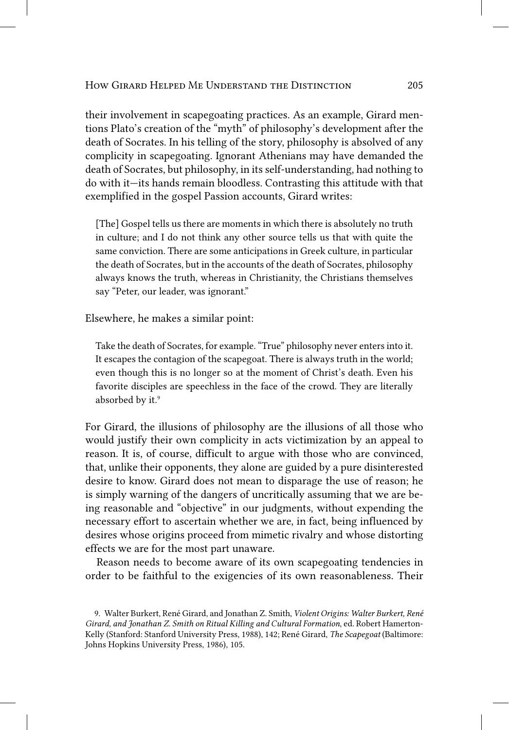their involvement in scapegoating practices. As an example, Girard mentions Plato's creation of the "myth" of philosophy's development after the death of Socrates. In his telling of the story, philosophy is absolved of any complicity in scapegoating. Ignorant Athenians may have demanded the death of Socrates, but philosophy, in its self-understanding, had nothing to do with it—its hands remain bloodless. Contrasting this attitude with that exemplified in the gospel Passion accounts, Girard writes:

> [The] Gospel tells us there are moments in which there is absolutely no truth in culture; and I do not think any other source tells us that with quite the same conviction. There are some anticipations in Greek culture, in particular the death of Socrates, but in the accounts of the death of Socrates, philosophy always knows the truth, whereas in Christianity, the Christians themselves say "Peter, our leader, was ignorant."

Elsewhere, he makes a similar point:

> Take the death of Socrates, for example. "True" philosophy never enters into it. It escapes the contagion of the scapegoat. There is always truth in the world; even though this is no longer so at the moment of Christ's death. Even his favorite disciples are speechless in the face of the crowd. They are literally absorbed by it.[9]

For Girard, the illusions of philosophy are the illusions of all those who would justify their own complicity in acts victimization by an appeal to reason. It is, of course, difficult to argue with those who are convinced, that, unlike their opponents, they alone are guided by a pure disinterested desire to know. Girard does not mean to disparage the use of reason; he is simply warning of the dangers of uncritically assuming that we are being reasonable and "objective" in our judgments, without expending the necessary effort to ascertain whether we are, in fact, being influenced by desires whose origins proceed from mimetic rivalry and whose distorting effects we are for the most part unaware.

Reason needs to become aware of its own scapegoating tendencies in order to be faithful to the exigencies of its own reasonableness. Their

9. Walter Burkert, René Girard, and Jonathan Z. Smith, *Violent Origins: Walter Burkert, René Girard, and Jonathan Z. Smith on Ritual Killing and Cultural Formation*, ed. Robert Hamerton-Kelly (Stanford: Stanford University Press, 1988), 142; René Girard, *The Scapegoat* (Baltimore: Johns Hopkins University Press, 1986), 105.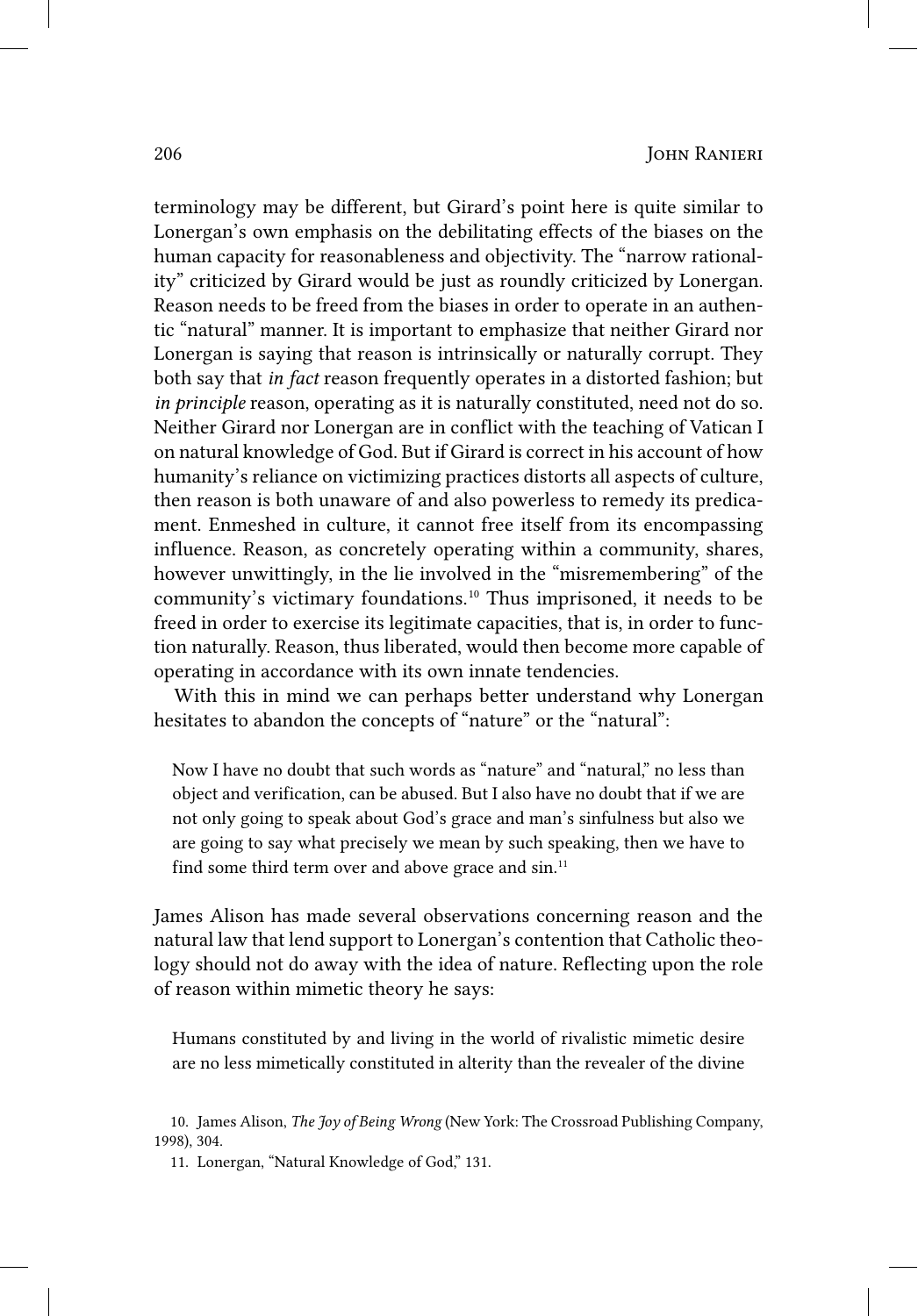terminology may be different, but Girard's point here is quite similar to Lonergan's own emphasis on the debilitating effects of the biases on the human capacity for reasonableness and objectivity. The "narrow rationality" criticized by Girard would be just as roundly criticized by Lonergan. Reason needs to be freed from the biases in order to operate in an authentic "natural" manner. It is important to emphasize that neither Girard nor Lonergan is saying that reason is intrinsically or naturally corrupt. They both say that *in fact* reason frequently operates in a distorted fashion; but *in principle* reason, operating as it is naturally constituted, need not do so. Neither Girard nor Lonergan are in conflict with the teaching of Vatican I on natural knowledge of God. But if Girard is correct in his account of how humanity's reliance on victimizing practices distorts all aspects of culture, then reason is both unaware of and also powerless to remedy its predicament. Enmeshed in culture, it cannot free itself from its encompassing influence. Reason, as concretely operating within a community, shares, however unwittingly, in the lie involved in the "misremembering" of the community's victimary foundations.[10] Thus imprisoned, it needs to be freed in order to exercise its legitimate capacities, that is, in order to function naturally. Reason, thus liberated, would then become more capable of operating in accordance with its own innate tendencies.

With this in mind we can perhaps better understand why Lonergan hesitates to abandon the concepts of "nature" or the "natural":

> Now I have no doubt that such words as "nature" and "natural," no less than object and verification, can be abused. But I also have no doubt that if we are not only going to speak about God's grace and man's sinfulness but also we are going to say what precisely we mean by such speaking, then we have to find some third term over and above grace and sin.[11]

James Alison has made several observations concerning reason and the natural law that lend support to Lonergan's contention that Catholic theology should not do away with the idea of nature. Reflecting upon the role of reason within mimetic theory he says:

> Humans constituted by and living in the world of rivalistic mimetic desire are no less mimetically constituted in alterity than the revealer of the divine

10. James Alison, *The Joy of Being Wrong* (New York: The Crossroad Publishing Company, 1998), 304.

11. Lonergan, "Natural Knowledge of God," 131.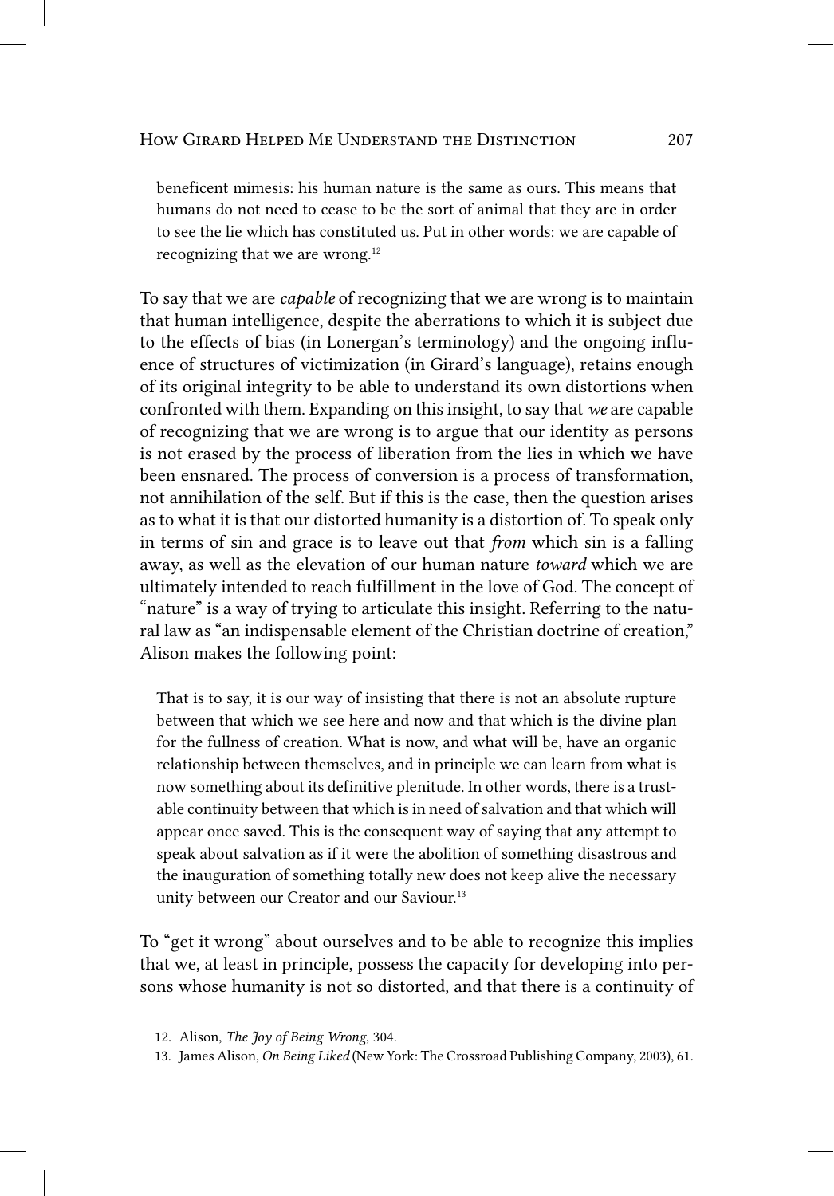> beneficent mimesis: his human nature is the same as ours. This means that humans do not need to cease to be the sort of animal that they are in order to see the lie which has constituted us. Put in other words: we are capable of recognizing that we are wrong.[12]

To say that we are *capable* of recognizing that we are wrong is to maintain that human intelligence, despite the aberrations to which it is subject due to the effects of bias (in Lonergan's terminology) and the ongoing influence of structures of victimization (in Girard's language), retains enough of its original integrity to be able to understand its own distortions when confronted with them. Expanding on this insight, to say that *we* are capable of recognizing that we are wrong is to argue that our identity as persons is not erased by the process of liberation from the lies in which we have been ensnared. The process of conversion is a process of transformation, not annihilation of the self. But if this is the case, then the question arises as to what it is that our distorted humanity is a distortion of. To speak only in terms of sin and grace is to leave out that *from* which sin is a falling away, as well as the elevation of our human nature *toward* which we are ultimately intended to reach fulfillment in the love of God. The concept of "nature" is a way of trying to articulate this insight. Referring to the natural law as "an indispensable element of the Christian doctrine of creation," Alison makes the following point:

> That is to say, it is our way of insisting that there is not an absolute rupture between that which we see here and now and that which is the divine plan for the fullness of creation. What is now, and what will be, have an organic relationship between themselves, and in principle we can learn from what is now something about its definitive plenitude. In other words, there is a trustable continuity between that which is in need of salvation and that which will appear once saved. This is the consequent way of saying that any attempt to speak about salvation as if it were the abolition of something disastrous and the inauguration of something totally new does not keep alive the necessary unity between our Creator and our Saviour.[13]

To "get it wrong" about ourselves and to be able to recognize this implies that we, at least in principle, possess the capacity for developing into persons whose humanity is not so distorted, and that there is a continuity of

12. Alison, *The Joy of Being Wrong*, 304.

13. James Alison, *On Being Liked* (New York: The Crossroad Publishing Company, 2003), 61.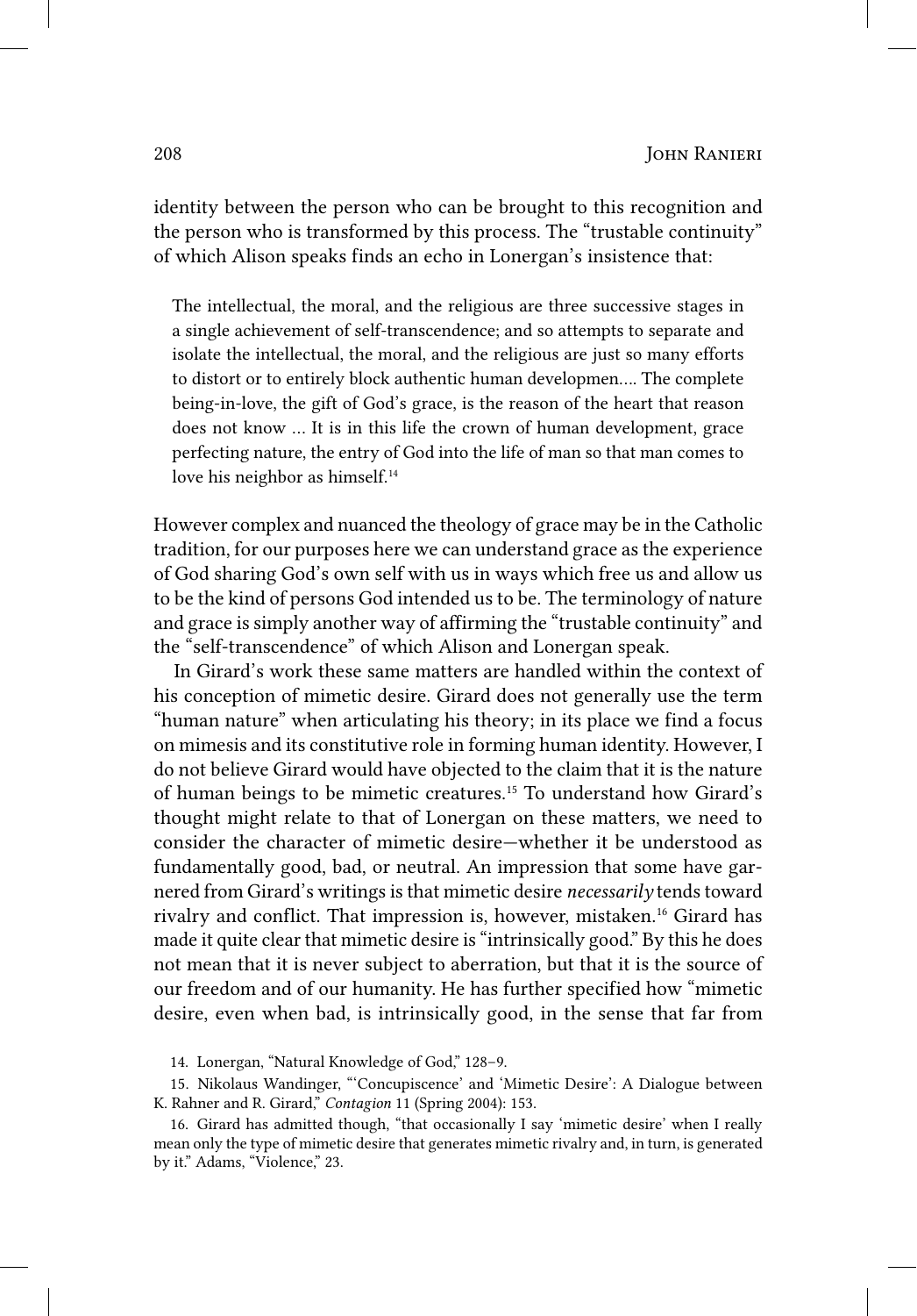identity between the person who can be brought to this recognition and the person who is transformed by this process. The "trustable continuity" of which Alison speaks finds an echo in Lonergan's insistence that:

> The intellectual, the moral, and the religious are three successive stages in a single achievement of self-transcendence; and so attempts to separate and isolate the intellectual, the moral, and the religious are just so many efforts to distort or to entirely block authentic human developmen.... The complete being-in-love, the gift of God's grace, is the reason of the heart that reason does not know ... It is in this life the crown of human development, grace perfecting nature, the entry of God into the life of man so that man comes to love his neighbor as himself.[14]

However complex and nuanced the theology of grace may be in the Catholic tradition, for our purposes here we can understand grace as the experience of God sharing God's own self with us in ways which free us and allow us to be the kind of persons God intended us to be. The terminology of nature and grace is simply another way of affirming the "trustable continuity" and the "self-transcendence" of which Alison and Lonergan speak.

In Girard's work these same matters are handled within the context of his conception of mimetic desire. Girard does not generally use the term "human nature" when articulating his theory; in its place we find a focus on mimesis and its constitutive role in forming human identity. However, I do not believe Girard would have objected to the claim that it is the nature of human beings to be mimetic creatures.[15] To understand how Girard's thought might relate to that of Lonergan on these matters, we need to consider the character of mimetic desire—whether it be understood as fundamentally good, bad, or neutral. An impression that some have garnered from Girard's writings is that mimetic desire *necessarily* tends toward rivalry and conflict. That impression is, however, mistaken.[16] Girard has made it quite clear that mimetic desire is "intrinsically good." By this he does not mean that it is never subject to aberration, but that it is the source of our freedom and of our humanity. He has further specified how "mimetic desire, even when bad, is intrinsically good, in the sense that far from

14. Lonergan, "Natural Knowledge of God," 128–9.

15. Nikolaus Wandinger, "'Concupiscence' and 'Mimetic Desire': A Dialogue between K. Rahner and R. Girard," *Contagion* 11 (Spring 2004): 153.

16. Girard has admitted though, "that occasionally I say 'mimetic desire' when I really mean only the type of mimetic desire that generates mimetic rivalry and, in turn, is generated by it." Adams, "Violence," 23.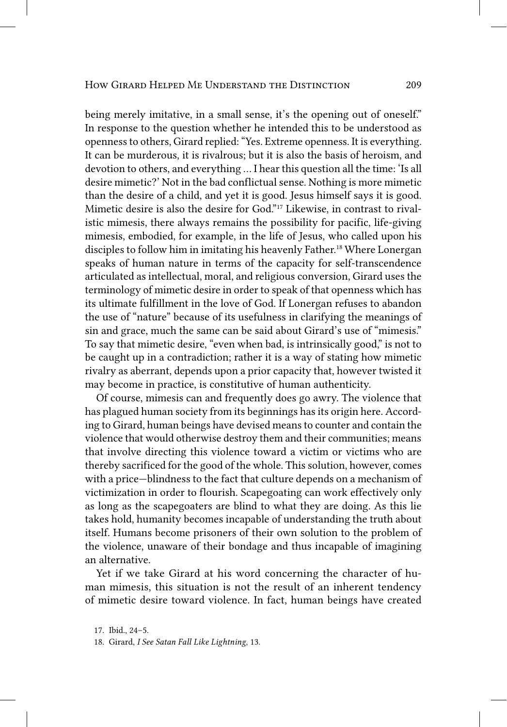being merely imitative, in a small sense, it's the opening out of oneself." In response to the question whether he intended this to be understood as openness to others, Girard replied: "Yes. Extreme openness. It is everything. It can be murderous, it is rivalrous; but it is also the basis of heroism, and devotion to others, and everything ... I hear this question all the time: 'Is all desire mimetic?' Not in the bad conflictual sense. Nothing is more mimetic than the desire of a child, and yet it is good. Jesus himself says it is good. Mimetic desire is also the desire for God."[17] Likewise, in contrast to rivalistic mimesis, there always remains the possibility for pacific, life-giving mimesis, embodied, for example, in the life of Jesus, who called upon his disciples to follow him in imitating his heavenly Father.[18] Where Lonergan speaks of human nature in terms of the capacity for self-transcendence articulated as intellectual, moral, and religious conversion, Girard uses the terminology of mimetic desire in order to speak of that openness which has its ultimate fulfillment in the love of God. If Lonergan refuses to abandon the use of "nature" because of its usefulness in clarifying the meanings of sin and grace, much the same can be said about Girard's use of "mimesis." To say that mimetic desire, "even when bad, is intrinsically good," is not to be caught up in a contradiction; rather it is a way of stating how mimetic rivalry as aberrant, depends upon a prior capacity that, however twisted it may become in practice, is constitutive of human authenticity.

Of course, mimesis can and frequently does go awry. The violence that has plagued human society from its beginnings has its origin here. According to Girard, human beings have devised means to counter and contain the violence that would otherwise destroy them and their communities; means that involve directing this violence toward a victim or victims who are thereby sacrificed for the good of the whole. This solution, however, comes with a price—blindness to the fact that culture depends on a mechanism of victimization in order to flourish. Scapegoating can work effectively only as long as the scapegoaters are blind to what they are doing. As this lie takes hold, humanity becomes incapable of understanding the truth about itself. Humans become prisoners of their own solution to the problem of the violence, unaware of their bondage and thus incapable of imagining an alternative.

Yet if we take Girard at his word concerning the character of human mimesis, this situation is not the result of an inherent tendency of mimetic desire toward violence. In fact, human beings have created

17. Ibid., 24–5.

18. Girard, *I See Satan Fall Like Lightning*, 13.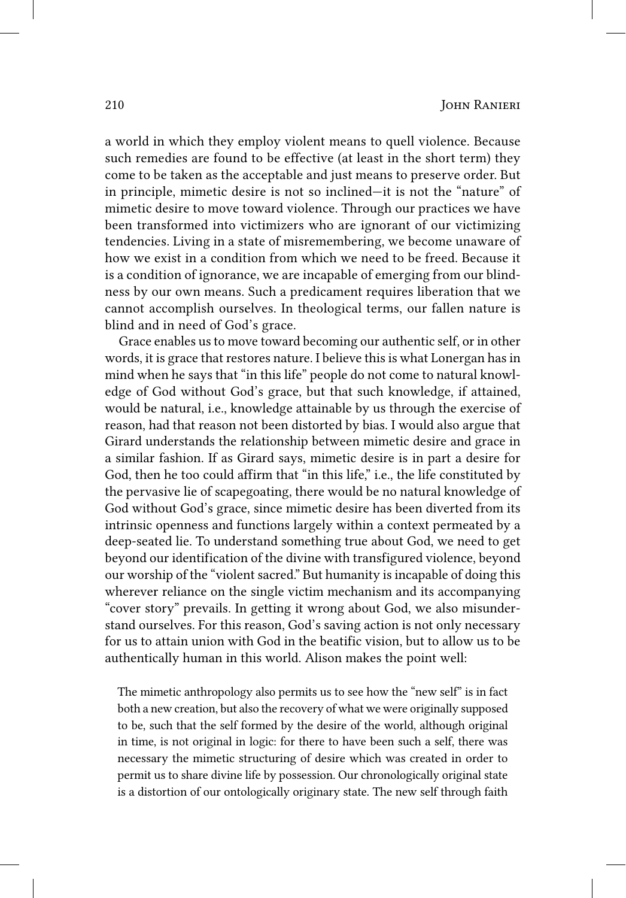a world in which they employ violent means to quell violence. Because such remedies are found to be effective (at least in the short term) they come to be taken as the acceptable and just means to preserve order. But in principle, mimetic desire is not so inclined—it is not the "nature" of mimetic desire to move toward violence. Through our practices we have been transformed into victimizers who are ignorant of our victimizing tendencies. Living in a state of misremembering, we become unaware of how we exist in a condition from which we need to be freed. Because it is a condition of ignorance, we are incapable of emerging from our blindness by our own means. Such a predicament requires liberation that we cannot accomplish ourselves. In theological terms, our fallen nature is blind and in need of God's grace.

Grace enables us to move toward becoming our authentic self, or in other words, it is grace that restores nature. I believe this is what Lonergan has in mind when he says that "in this life" people do not come to natural knowledge of God without God's grace, but that such knowledge, if attained, would be natural, i.e., knowledge attainable by us through the exercise of reason, had that reason not been distorted by bias. I would also argue that Girard understands the relationship between mimetic desire and grace in a similar fashion. If as Girard says, mimetic desire is in part a desire for God, then he too could affirm that "in this life," i.e., the life constituted by the pervasive lie of scapegoating, there would be no natural knowledge of God without God's grace, since mimetic desire has been diverted from its intrinsic openness and functions largely within a context permeated by a deep-seated lie. To understand something true about God, we need to get beyond our identification of the divine with transfigured violence, beyond our worship of the "violent sacred." But humanity is incapable of doing this wherever reliance on the single victim mechanism and its accompanying "cover story" prevails. In getting it wrong about God, we also misunderstand ourselves. For this reason, God's saving action is not only necessary for us to attain union with God in the beatific vision, but to allow us to be authentically human in this world. Alison makes the point well:

> The mimetic anthropology also permits us to see how the "new self" is in fact both a new creation, but also the recovery of what we were originally supposed to be, such that the self formed by the desire of the world, although original in time, is not original in logic: for there to have been such a self, there was necessary the mimetic structuring of desire which was created in order to permit us to share divine life by possession. Our chronologically original state is a distortion of our ontologically originary state. The new self through faith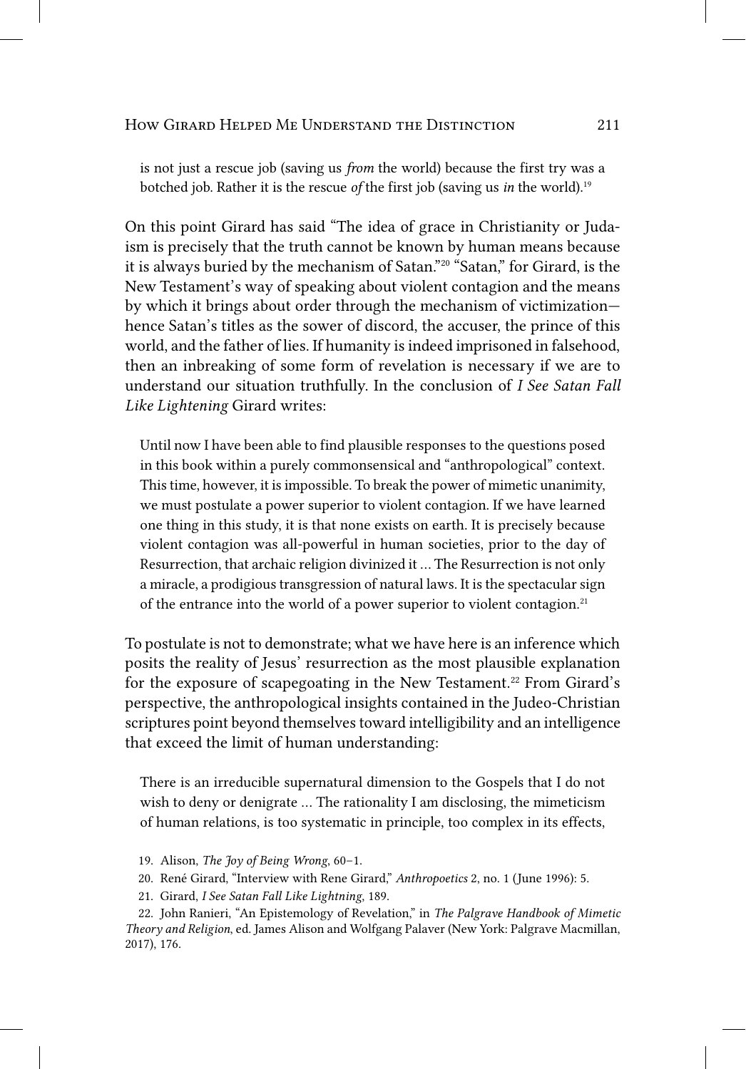is not just a rescue job (saving us *from* the world) because the first try was a botched job. Rather it is the rescue *of* the first job (saving us *in* the world).[19]

On this point Girard has said "The idea of grace in Christianity or Judaism is precisely that the truth cannot be known by human means because it is always buried by the mechanism of Satan."[20] "Satan," for Girard, is the New Testament's way of speaking about violent contagion and the means by which it brings about order through the mechanism of victimization—hence Satan's titles as the sower of discord, the accuser, the prince of this world, and the father of lies. If humanity is indeed imprisoned in falsehood, then an inbreaking of some form of revelation is necessary if we are to understand our situation truthfully. In the conclusion of *I See Satan Fall Like Lightening* Girard writes:

> Until now I have been able to find plausible responses to the questions posed in this book within a purely commonsensical and "anthropological" context. This time, however, it is impossible. To break the power of mimetic unanimity, we must postulate a power superior to violent contagion. If we have learned one thing in this study, it is that none exists on earth. It is precisely because violent contagion was all-powerful in human societies, prior to the day of Resurrection, that archaic religion divinized it … The Resurrection is not only a miracle, a prodigious transgression of natural laws. It is the spectacular sign of the entrance into the world of a power superior to violent contagion.[21]

To postulate is not to demonstrate; what we have here is an inference which posits the reality of Jesus' resurrection as the most plausible explanation for the exposure of scapegoating in the New Testament.[22] From Girard's perspective, the anthropological insights contained in the Judeo-Christian scriptures point beyond themselves toward intelligibility and an intelligence that exceed the limit of human understanding:

> There is an irreducible supernatural dimension to the Gospels that I do not wish to deny or denigrate … The rationality I am disclosing, the mimeticism of human relations, is too systematic in principle, too complex in its effects,

19. Alison, *The Joy of Being Wrong*, 60–1.

20. René Girard, "Interview with Rene Girard," *Anthropoetics* 2, no. 1 (June 1996): 5.

21. Girard, *I See Satan Fall Like Lightning*, 189.

22. John Ranieri, "An Epistemology of Revelation," in *The Palgrave Handbook of Mimetic Theory and Religion*, ed. James Alison and Wolfgang Palaver (New York: Palgrave Macmillan, 2017), 176.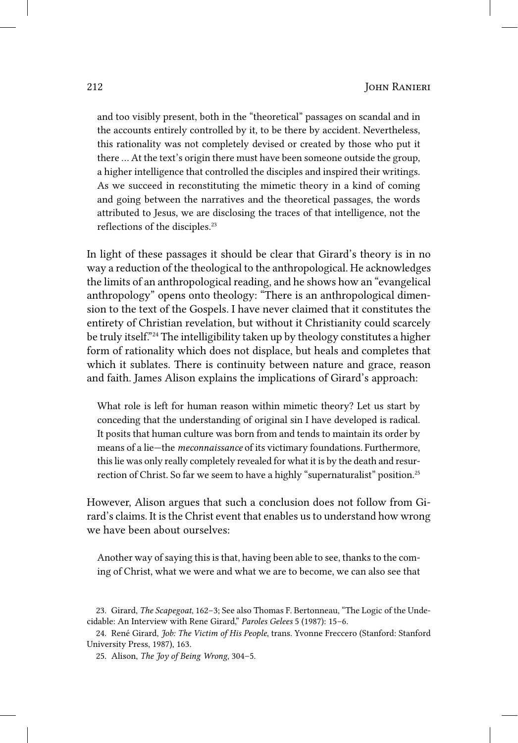> and too visibly present, both in the "theoretical" passages on scandal and in the accounts entirely controlled by it, to be there by accident. Nevertheless, this rationality was not completely devised or created by those who put it there ... At the text's origin there must have been someone outside the group, a higher intelligence that controlled the disciples and inspired their writings. As we succeed in reconstituting the mimetic theory in a kind of coming and going between the narratives and the theoretical passages, the words attributed to Jesus, we are disclosing the traces of that intelligence, not the reflections of the disciples.[23]

In light of these passages it should be clear that Girard's theory is in no way a reduction of the theological to the anthropological. He acknowledges the limits of an anthropological reading, and he shows how an "evangelical anthropology" opens onto theology: "There is an anthropological dimension to the text of the Gospels. I have never claimed that it constitutes the entirety of Christian revelation, but without it Christianity could scarcely be truly itself."[24] The intelligibility taken up by theology constitutes a higher form of rationality which does not displace, but heals and completes that which it sublates. There is continuity between nature and grace, reason and faith. James Alison explains the implications of Girard's approach:

> What role is left for human reason within mimetic theory? Let us start by conceding that the understanding of original sin I have developed is radical. It posits that human culture was born from and tends to maintain its order by means of a lie—the *meconnaissance* of its victimary foundations. Furthermore, this lie was only really completely revealed for what it is by the death and resurrection of Christ. So far we seem to have a highly "supernaturalist" position.[25]

However, Alison argues that such a conclusion does not follow from Girard's claims. It is the Christ event that enables us to understand how wrong we have been about ourselves:

> Another way of saying this is that, having been able to see, thanks to the coming of Christ, what we were and what we are to become, we can also see that

23. Girard, *The Scapegoat*, 162–3; See also Thomas F. Bertonneau, "The Logic of the Undecidable: An Interview with Rene Girard," *Paroles Gelees* 5 (1987): 15–6.

24. René Girard, *Job: The Victim of His People*, trans. Yvonne Freccero (Stanford: Stanford University Press, 1987), 163.

25. Alison, *The Joy of Being Wrong*, 304–5.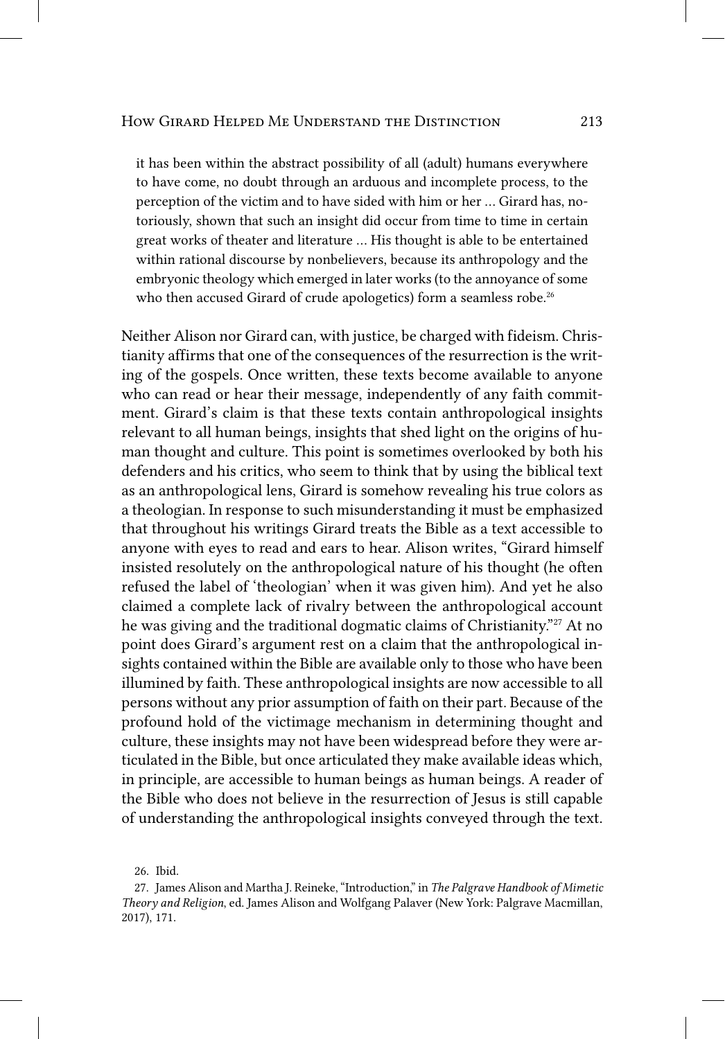> it has been within the abstract possibility of all (adult) humans everywhere to have come, no doubt through an arduous and incomplete process, to the perception of the victim and to have sided with him or her ... Girard has, notoriously, shown that such an insight did occur from time to time in certain great works of theater and literature ... His thought is able to be entertained within rational discourse by nonbelievers, because its anthropology and the embryonic theology which emerged in later works (to the annoyance of some who then accused Girard of crude apologetics) form a seamless robe.[26]

Neither Alison nor Girard can, with justice, be charged with fideism. Christianity affirms that one of the consequences of the resurrection is the writing of the gospels. Once written, these texts become available to anyone who can read or hear their message, independently of any faith commitment. Girard's claim is that these texts contain anthropological insights relevant to all human beings, insights that shed light on the origins of human thought and culture. This point is sometimes overlooked by both his defenders and his critics, who seem to think that by using the biblical text as an anthropological lens, Girard is somehow revealing his true colors as a theologian. In response to such misunderstanding it must be emphasized that throughout his writings Girard treats the Bible as a text accessible to anyone with eyes to read and ears to hear. Alison writes, "Girard himself insisted resolutely on the anthropological nature of his thought (he often refused the label of 'theologian' when it was given him). And yet he also claimed a complete lack of rivalry between the anthropological account he was giving and the traditional dogmatic claims of Christianity."[27] At no point does Girard's argument rest on a claim that the anthropological insights contained within the Bible are available only to those who have been illumined by faith. These anthropological insights are now accessible to all persons without any prior assumption of faith on their part. Because of the profound hold of the victimage mechanism in determining thought and culture, these insights may not have been widespread before they were articulated in the Bible, but once articulated they make available ideas which, in principle, are accessible to human beings as human beings. A reader of the Bible who does not believe in the resurrection of Jesus is still capable of understanding the anthropological insights conveyed through the text.

26. Ibid.

27. James Alison and Martha J. Reineke, "Introduction," in *The Palgrave Handbook of Mimetic Theory and Religion*, ed. James Alison and Wolfgang Palaver (New York: Palgrave Macmillan, 2017), 171.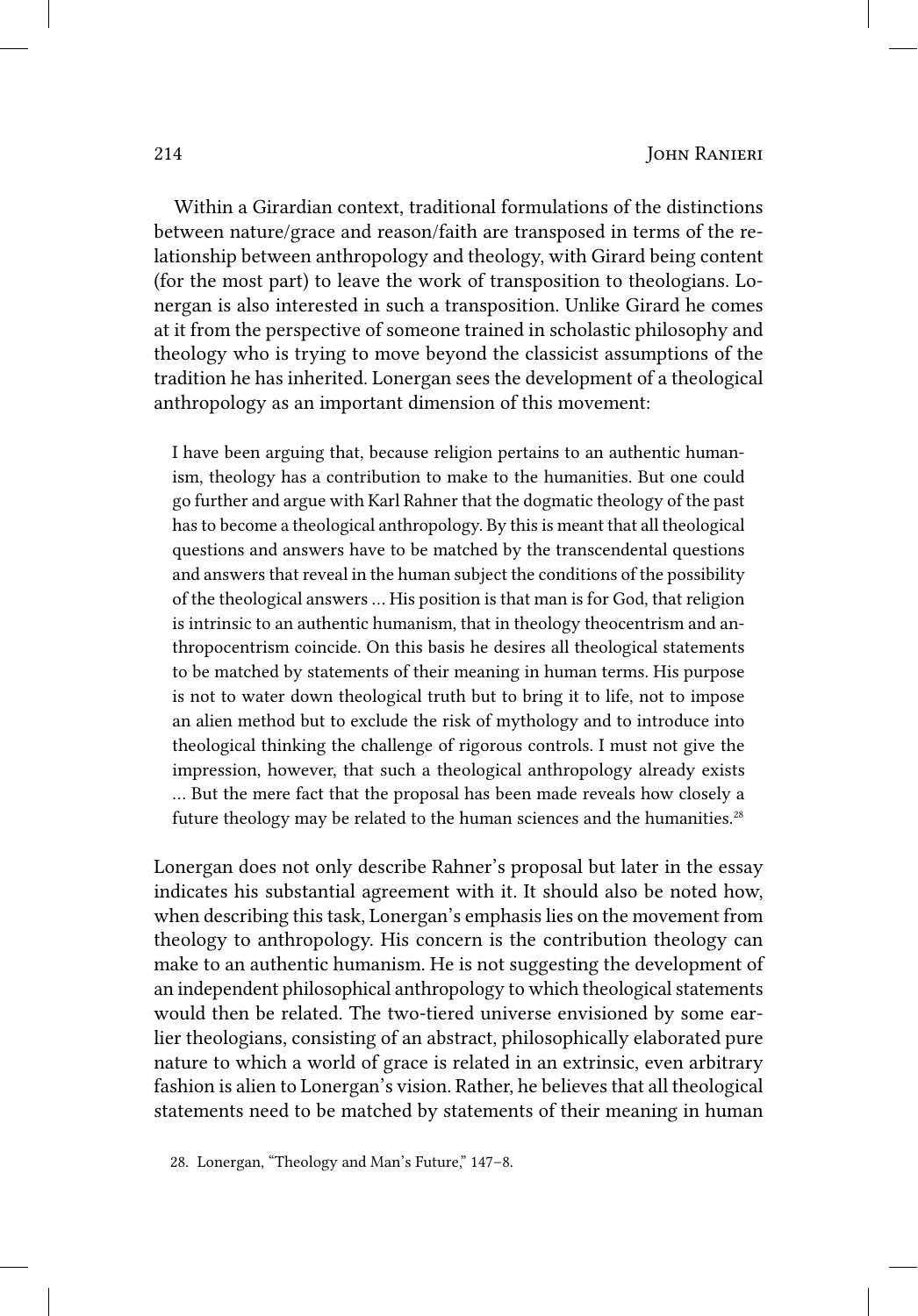Within a Girardian context, traditional formulations of the distinctions between nature/grace and reason/faith are transposed in terms of the relationship between anthropology and theology, with Girard being content (for the most part) to leave the work of transposition to theologians. Lonergan is also interested in such a transposition. Unlike Girard he comes at it from the perspective of someone trained in scholastic philosophy and theology who is trying to move beyond the classicist assumptions of the tradition he has inherited. Lonergan sees the development of a theological anthropology as an important dimension of this movement:

> I have been arguing that, because religion pertains to an authentic humanism, theology has a contribution to make to the humanities. But one could go further and argue with Karl Rahner that the dogmatic theology of the past has to become a theological anthropology. By this is meant that all theological questions and answers have to be matched by the transcendental questions and answers that reveal in the human subject the conditions of the possibility of the theological answers ... His position is that man is for God, that religion is intrinsic to an authentic humanism, that in theology theocentrism and anthropocentrism coincide. On this basis he desires all theological statements to be matched by statements of their meaning in human terms. His purpose is not to water down theological truth but to bring it to life, not to impose an alien method but to exclude the risk of mythology and to introduce into theological thinking the challenge of rigorous controls. I must not give the impression, however, that such a theological anthropology already exists ... But the mere fact that the proposal has been made reveals how closely a future theology may be related to the human sciences and the humanities.[28]

Lonergan does not only describe Rahner's proposal but later in the essay indicates his substantial agreement with it. It should also be noted how, when describing this task, Lonergan's emphasis lies on the movement from theology to anthropology. His concern is the contribution theology can make to an authentic humanism. He is not suggesting the development of an independent philosophical anthropology to which theological statements would then be related. The two-tiered universe envisioned by some earlier theologians, consisting of an abstract, philosophically elaborated pure nature to which a world of grace is related in an extrinsic, even arbitrary fashion is alien to Lonergan's vision. Rather, he believes that all theological statements need to be matched by statements of their meaning in human

28. Lonergan, "Theology and Man's Future," 147–8.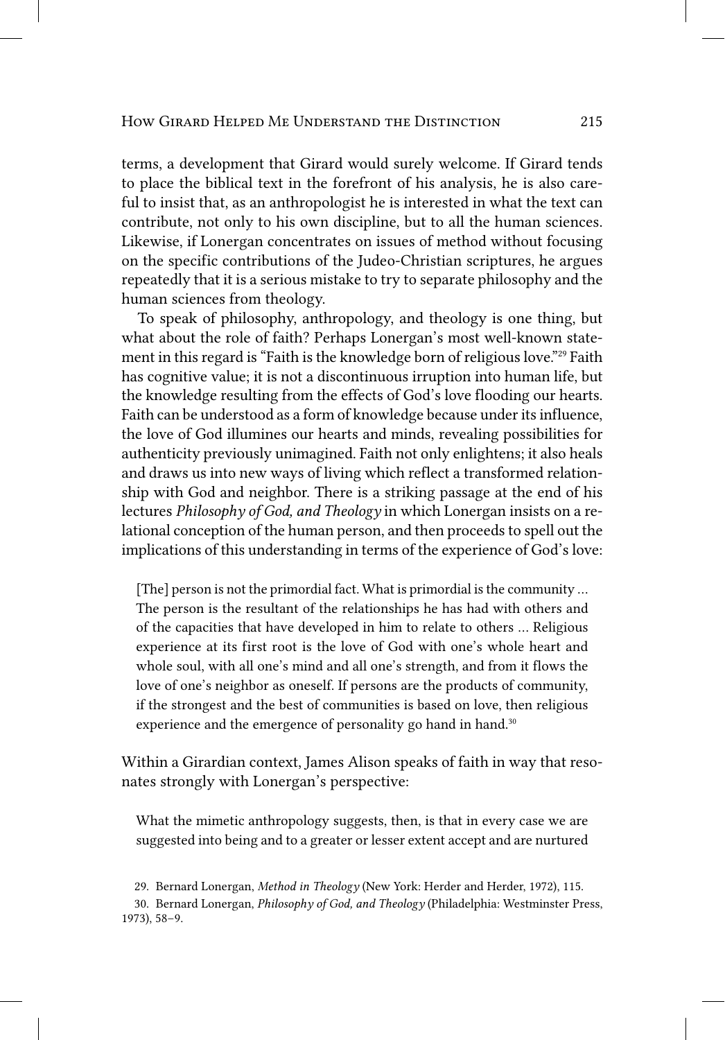terms, a development that Girard would surely welcome. If Girard tends to place the biblical text in the forefront of his analysis, he is also careful to insist that, as an anthropologist he is interested in what the text can contribute, not only to his own discipline, but to all the human sciences. Likewise, if Lonergan concentrates on issues of method without focusing on the specific contributions of the Judeo-Christian scriptures, he argues repeatedly that it is a serious mistake to try to separate philosophy and the human sciences from theology.

To speak of philosophy, anthropology, and theology is one thing, but what about the role of faith? Perhaps Lonergan's most well-known statement in this regard is "Faith is the knowledge born of religious love."[29] Faith has cognitive value; it is not a discontinuous irruption into human life, but the knowledge resulting from the effects of God's love flooding our hearts. Faith can be understood as a form of knowledge because under its influence, the love of God illumines our hearts and minds, revealing possibilities for authenticity previously unimagined. Faith not only enlightens; it also heals and draws us into new ways of living which reflect a transformed relationship with God and neighbor. There is a striking passage at the end of his lectures *Philosophy of God, and Theology* in which Lonergan insists on a relational conception of the human person, and then proceeds to spell out the implications of this understanding in terms of the experience of God's love:

> [The] person is not the primordial fact. What is primordial is the community … The person is the resultant of the relationships he has had with others and of the capacities that have developed in him to relate to others … Religious experience at its first root is the love of God with one's whole heart and whole soul, with all one's mind and all one's strength, and from it flows the love of one's neighbor as oneself. If persons are the products of community, if the strongest and the best of communities is based on love, then religious experience and the emergence of personality go hand in hand.[30]

Within a Girardian context, James Alison speaks of faith in way that resonates strongly with Lonergan's perspective:

> What the mimetic anthropology suggests, then, is that in every case we are suggested into being and to a greater or lesser extent accept and are nurtured

29. Bernard Lonergan, *Method in Theology* (New York: Herder and Herder, 1972), 115.

30. Bernard Lonergan, *Philosophy of God, and Theology* (Philadelphia: Westminster Press, 1973), 58–9.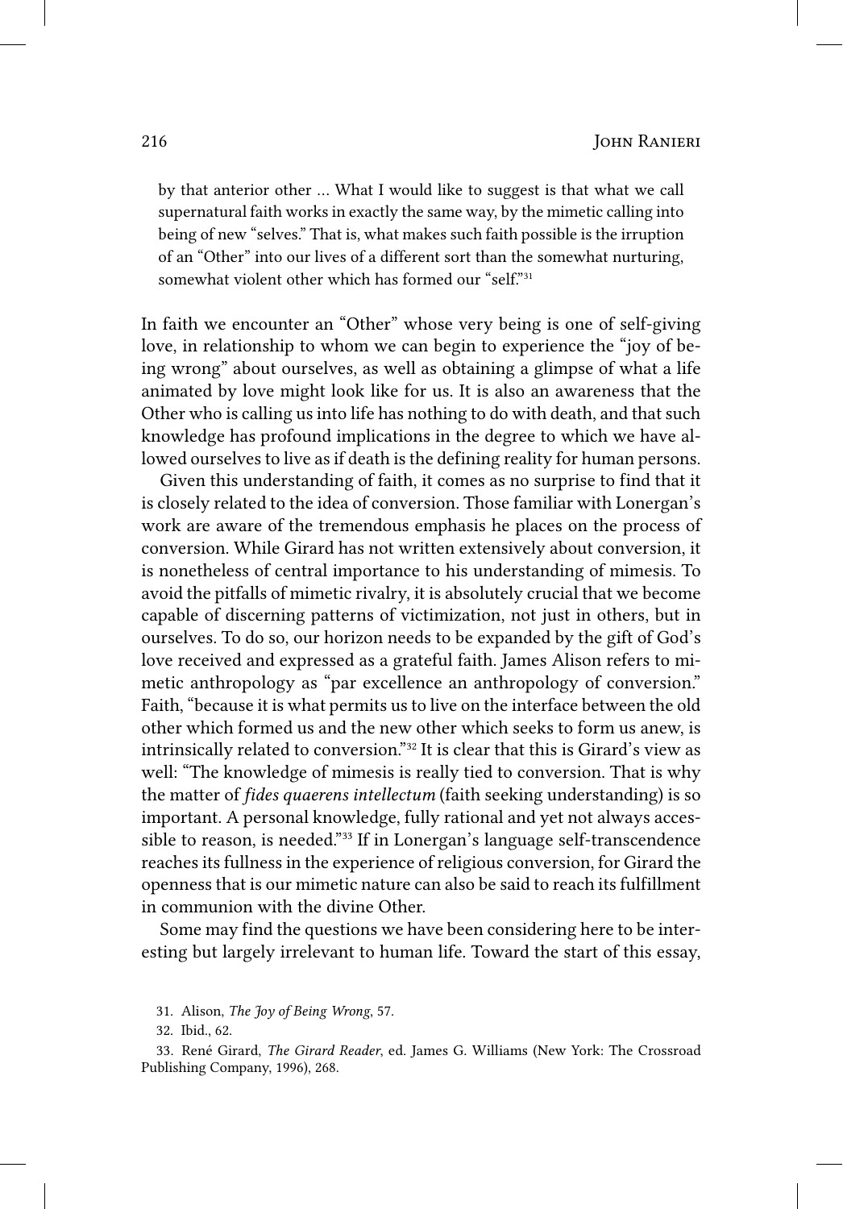> by that anterior other … What I would like to suggest is that what we call supernatural faith works in exactly the same way, by the mimetic calling into being of new "selves." That is, what makes such faith possible is the irruption of an "Other" into our lives of a different sort than the somewhat nurturing, somewhat violent other which has formed our "self."[31]

In faith we encounter an "Other" whose very being is one of self-giving love, in relationship to whom we can begin to experience the "joy of being wrong" about ourselves, as well as obtaining a glimpse of what a life animated by love might look like for us. It is also an awareness that the Other who is calling us into life has nothing to do with death, and that such knowledge has profound implications in the degree to which we have allowed ourselves to live as if death is the defining reality for human persons.

Given this understanding of faith, it comes as no surprise to find that it is closely related to the idea of conversion. Those familiar with Lonergan's work are aware of the tremendous emphasis he places on the process of conversion. While Girard has not written extensively about conversion, it is nonetheless of central importance to his understanding of mimesis. To avoid the pitfalls of mimetic rivalry, it is absolutely crucial that we become capable of discerning patterns of victimization, not just in others, but in ourselves. To do so, our horizon needs to be expanded by the gift of God's love received and expressed as a grateful faith. James Alison refers to mimetic anthropology as "par excellence an anthropology of conversion." Faith, "because it is what permits us to live on the interface between the old other which formed us and the new other which seeks to form us anew, is intrinsically related to conversion."[32] It is clear that this is Girard's view as well: "The knowledge of mimesis is really tied to conversion. That is why the matter of *fides quaerens intellectum* (faith seeking understanding) is so important. A personal knowledge, fully rational and yet not always accessible to reason, is needed."[33] If in Lonergan's language self-transcendence reaches its fullness in the experience of religious conversion, for Girard the openness that is our mimetic nature can also be said to reach its fulfillment in communion with the divine Other.

Some may find the questions we have been considering here to be interesting but largely irrelevant to human life. Toward the start of this essay,

31. Alison, *The Joy of Being Wrong*, 57.

32. Ibid., 62.

33. René Girard, *The Girard Reader*, ed. James G. Williams (New York: The Crossroad Publishing Company, 1996), 268.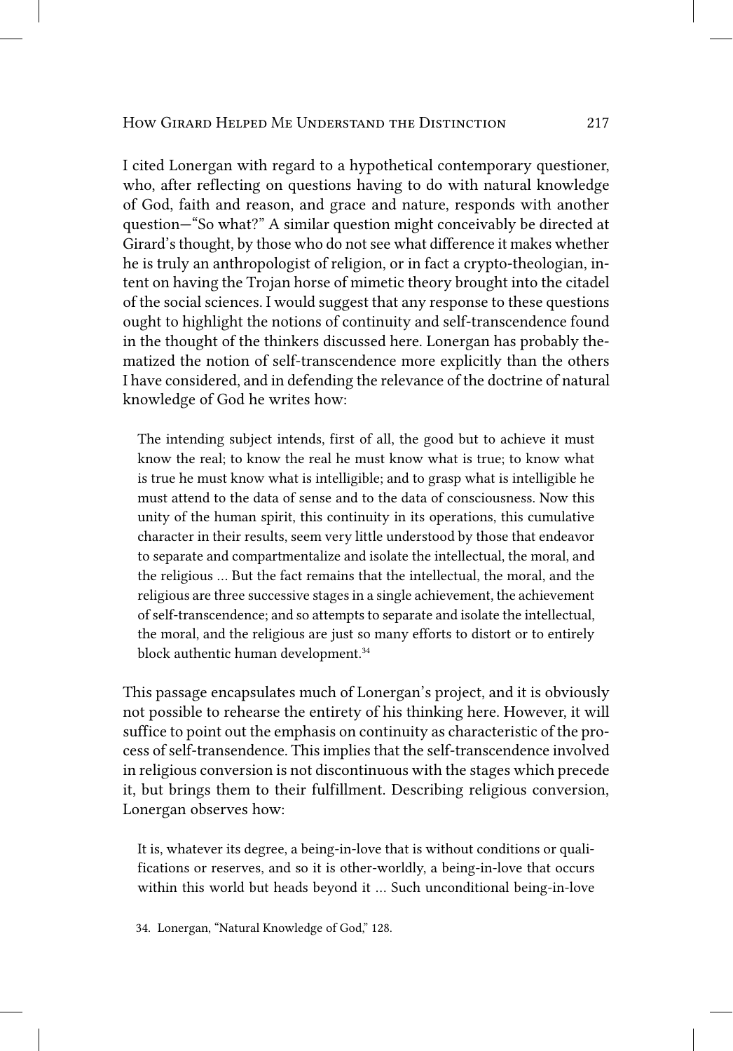I cited Lonergan with regard to a hypothetical contemporary questioner, who, after reflecting on questions having to do with natural knowledge of God, faith and reason, and grace and nature, responds with another question—"So what?" A similar question might conceivably be directed at Girard's thought, by those who do not see what difference it makes whether he is truly an anthropologist of religion, or in fact a crypto-theologian, intent on having the Trojan horse of mimetic theory brought into the citadel of the social sciences. I would suggest that any response to these questions ought to highlight the notions of continuity and self-transcendence found in the thought of the thinkers discussed here. Lonergan has probably thematized the notion of self-transcendence more explicitly than the others I have considered, and in defending the relevance of the doctrine of natural knowledge of God he writes how:

> The intending subject intends, first of all, the good but to achieve it must know the real; to know the real he must know what is true; to know what is true he must know what is intelligible; and to grasp what is intelligible he must attend to the data of sense and to the data of consciousness. Now this unity of the human spirit, this continuity in its operations, this cumulative character in their results, seem very little understood by those that endeavor to separate and compartmentalize and isolate the intellectual, the moral, and the religious ... But the fact remains that the intellectual, the moral, and the religious are three successive stages in a single achievement, the achievement of self-transcendence; and so attempts to separate and isolate the intellectual, the moral, and the religious are just so many efforts to distort or to entirely block authentic human development.[34]

This passage encapsulates much of Lonergan's project, and it is obviously not possible to rehearse the entirety of his thinking here. However, it will suffice to point out the emphasis on continuity as characteristic of the process of self-transendence. This implies that the self-transcendence involved in religious conversion is not discontinuous with the stages which precede it, but brings them to their fulfillment. Describing religious conversion, Lonergan observes how:

> It is, whatever its degree, a being-in-love that is without conditions or qualifications or reserves, and so it is other-worldly, a being-in-love that occurs within this world but heads beyond it ... Such unconditional being-in-love

34. Lonergan, "Natural Knowledge of God," 128.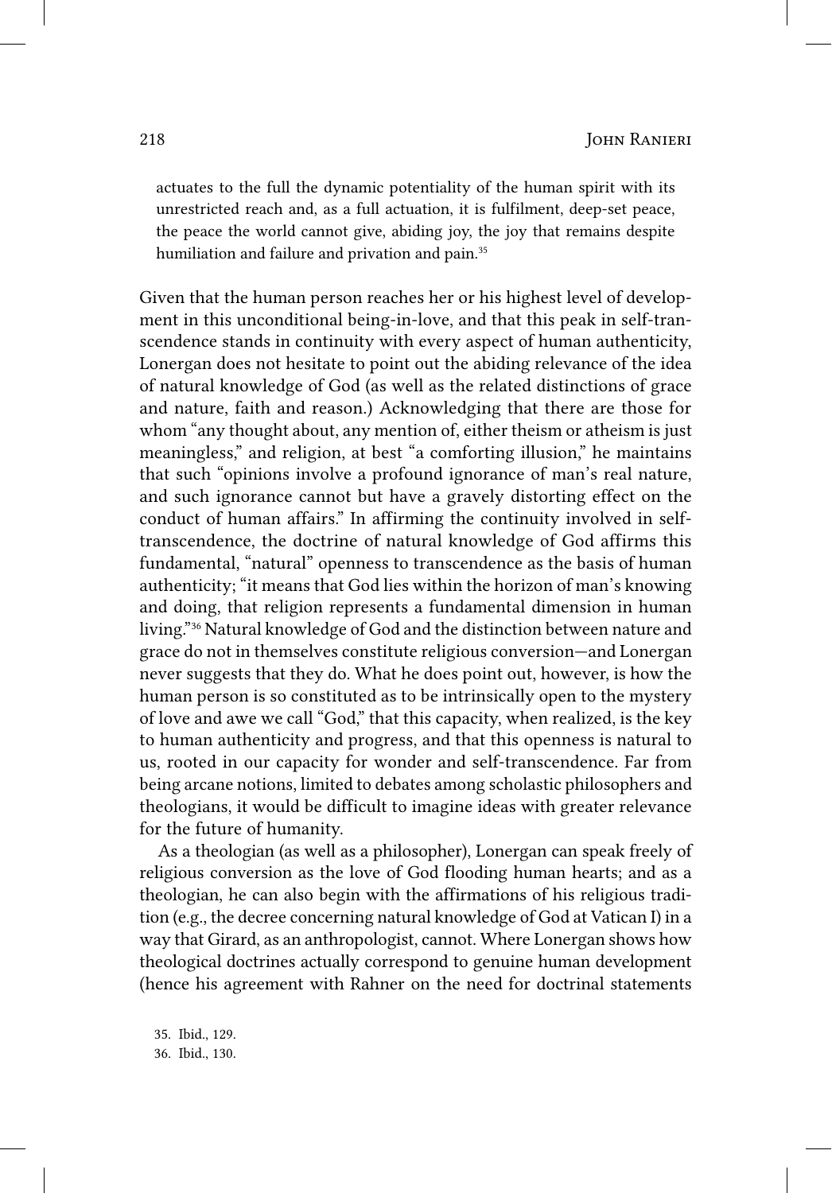> actuates to the full the dynamic potentiality of the human spirit with its unrestricted reach and, as a full actuation, it is fulfilment, deep-set peace, the peace the world cannot give, abiding joy, the joy that remains despite humiliation and failure and privation and pain.[35]

Given that the human person reaches her or his highest level of development in this unconditional being-in-love, and that this peak in self-transcendence stands in continuity with every aspect of human authenticity, Lonergan does not hesitate to point out the abiding relevance of the idea of natural knowledge of God (as well as the related distinctions of grace and nature, faith and reason.) Acknowledging that there are those for whom "any thought about, any mention of, either theism or atheism is just meaningless," and religion, at best "a comforting illusion," he maintains that such "opinions involve a profound ignorance of man's real nature, and such ignorance cannot but have a gravely distorting effect on the conduct of human affairs." In affirming the continuity involved in self-transcendence, the doctrine of natural knowledge of God affirms this fundamental, "natural" openness to transcendence as the basis of human authenticity; "it means that God lies within the horizon of man's knowing and doing, that religion represents a fundamental dimension in human living."[36] Natural knowledge of God and the distinction between nature and grace do not in themselves constitute religious conversion—and Lonergan never suggests that they do. What he does point out, however, is how the human person is so constituted as to be intrinsically open to the mystery of love and awe we call "God," that this capacity, when realized, is the key to human authenticity and progress, and that this openness is natural to us, rooted in our capacity for wonder and self-transcendence. Far from being arcane notions, limited to debates among scholastic philosophers and theologians, it would be difficult to imagine ideas with greater relevance for the future of humanity.

As a theologian (as well as a philosopher), Lonergan can speak freely of religious conversion as the love of God flooding human hearts; and as a theologian, he can also begin with the affirmations of his religious tradition (e.g., the decree concerning natural knowledge of God at Vatican I) in a way that Girard, as an anthropologist, cannot. Where Lonergan shows how theological doctrines actually correspond to genuine human development (hence his agreement with Rahner on the need for doctrinal statements

35. Ibid., 129.

36. Ibid., 130.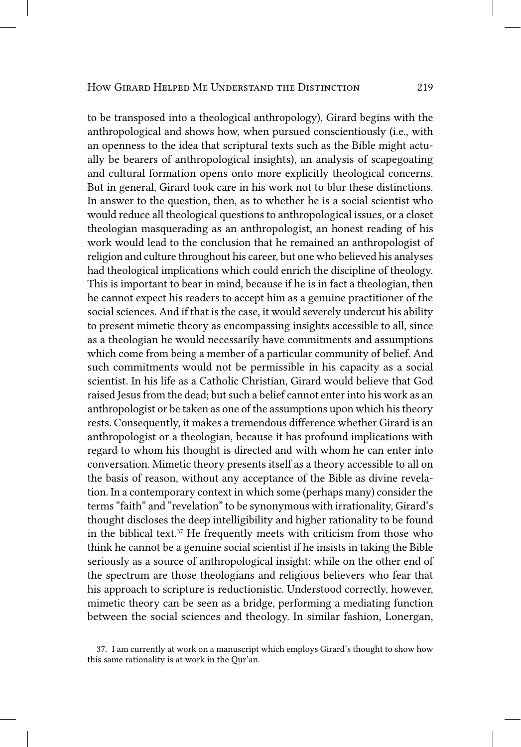to be transposed into a theological anthropology), Girard begins with the anthropological and shows how, when pursued conscientiously (i.e., with an openness to the idea that scriptural texts such as the Bible might actually be bearers of anthropological insights), an analysis of scapegoating and cultural formation opens onto more explicitly theological concerns. But in general, Girard took care in his work not to blur these distinctions. In answer to the question, then, as to whether he is a social scientist who would reduce all theological questions to anthropological issues, or a closet theologian masquerading as an anthropologist, an honest reading of his work would lead to the conclusion that he remained an anthropologist of religion and culture throughout his career, but one who believed his analyses had theological implications which could enrich the discipline of theology. This is important to bear in mind, because if he is in fact a theologian, then he cannot expect his readers to accept him as a genuine practitioner of the social sciences. And if that is the case, it would severely undercut his ability to present mimetic theory as encompassing insights accessible to all, since as a theologian he would necessarily have commitments and assumptions which come from being a member of a particular community of belief. And such commitments would not be permissible in his capacity as a social scientist. In his life as a Catholic Christian, Girard would believe that God raised Jesus from the dead; but such a belief cannot enter into his work as an anthropologist or be taken as one of the assumptions upon which his theory rests. Consequently, it makes a tremendous difference whether Girard is an anthropologist or a theologian, because it has profound implications with regard to whom his thought is directed and with whom he can enter into conversation. Mimetic theory presents itself as a theory accessible to all on the basis of reason, without any acceptance of the Bible as divine revelation. In a contemporary context in which some (perhaps many) consider the terms "faith" and "revelation" to be synonymous with irrationality, Girard's thought discloses the deep intelligibility and higher rationality to be found in the biblical text.[37] He frequently meets with criticism from those who think he cannot be a genuine social scientist if he insists in taking the Bible seriously as a source of anthropological insight; while on the other end of the spectrum are those theologians and religious believers who fear that his approach to scripture is reductionistic. Understood correctly, however, mimetic theory can be seen as a bridge, performing a mediating function between the social sciences and theology. In similar fashion, Lonergan,

37. I am currently at work on a manuscript which employs Girard's thought to show how this same rationality is at work in the Qur'an.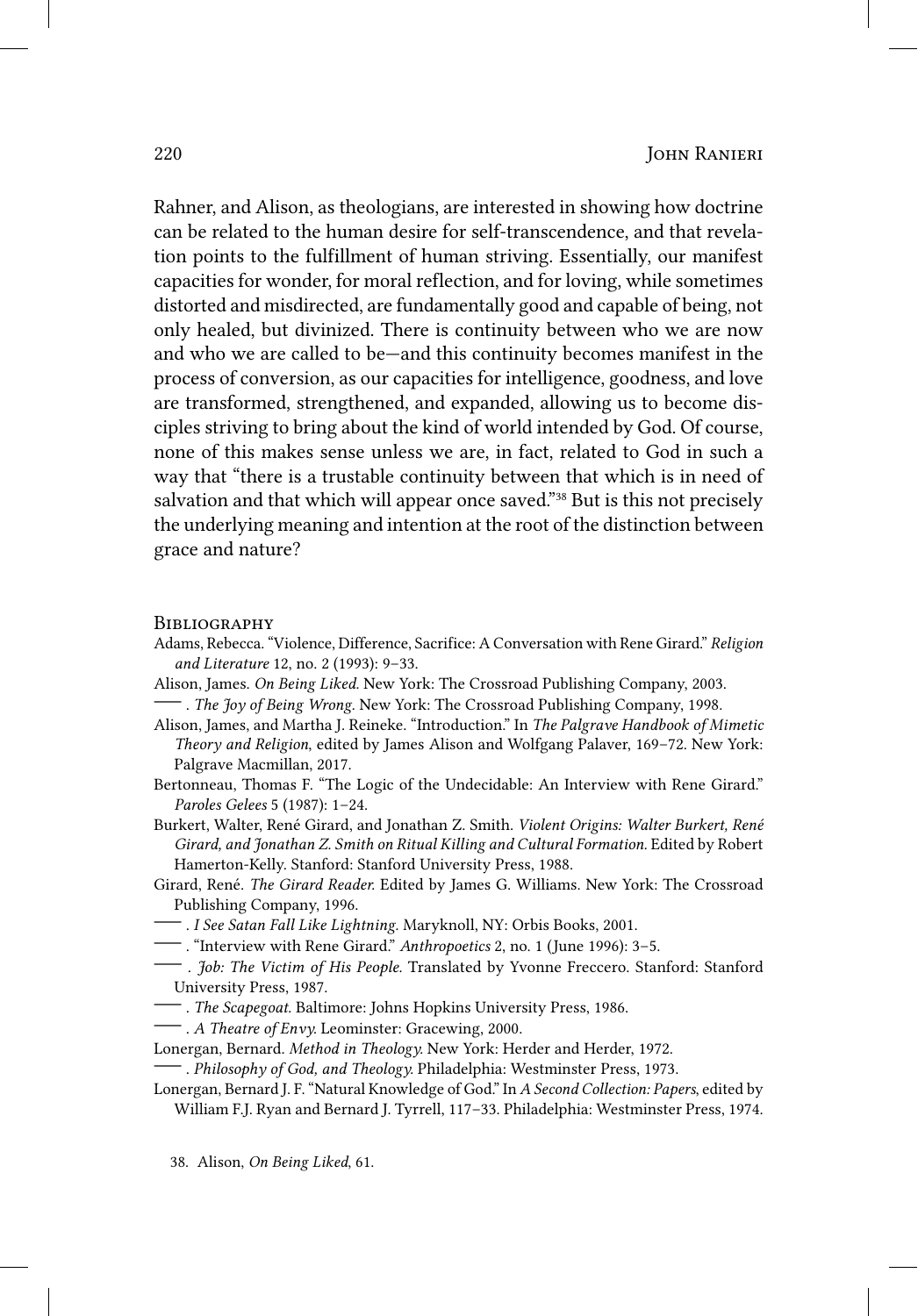Rahner, and Alison, as theologians, are interested in showing how doctrine can be related to the human desire for self-transcendence, and that revelation points to the fulfillment of human striving. Essentially, our manifest capacities for wonder, for moral reflection, and for loving, while sometimes distorted and misdirected, are fundamentally good and capable of being, not only healed, but divinized. There is continuity between who we are now and who we are called to be—and this continuity becomes manifest in the process of conversion, as our capacities for intelligence, goodness, and love are transformed, strengthened, and expanded, allowing us to become disciples striving to bring about the kind of world intended by God. Of course, none of this makes sense unless we are, in fact, related to God in such a way that "there is a trustable continuity between that which is in need of salvation and that which will appear once saved."[38] But is this not precisely the underlying meaning and intention at the root of the distinction between grace and nature?

## Bibliography

Adams, Rebecca. "Violence, Difference, Sacrifice: A Conversation with Rene Girard." *Religion and Literature* 12, no. 2 (1993): 9–33.

Alison, James. *On Being Liked*. New York: The Crossroad Publishing Company, 2003.

——— . *The Joy of Being Wrong*. New York: The Crossroad Publishing Company, 1998.

Alison, James, and Martha J. Reineke. "Introduction." In *The Palgrave Handbook of Mimetic Theory and Religion*, edited by James Alison and Wolfgang Palaver, 169–72. New York: Palgrave Macmillan, 2017.

Bertonneau, Thomas F. "The Logic of the Undecidable: An Interview with Rene Girard." *Paroles Gelees* 5 (1987): 1–24.

Burkert, Walter, René Girard, and Jonathan Z. Smith. *Violent Origins: Walter Burkert, René Girard, and Jonathan Z. Smith on Ritual Killing and Cultural Formation*. Edited by Robert Hamerton-Kelly. Stanford: Stanford University Press, 1988.

Girard, René. *The Girard Reader*. Edited by James G. Williams. New York: The Crossroad Publishing Company, 1996.

——— . *I See Satan Fall Like Lightning*. Maryknoll, NY: Orbis Books, 2001.

——— . "Interview with Rene Girard." *Anthropoetics* 2, no. 1 (June 1996): 3–5.

——— . *Job: The Victim of His People*. Translated by Yvonne Freccero. Stanford: Stanford University Press, 1987.

——— . *The Scapegoat*. Baltimore: Johns Hopkins University Press, 1986.

——— . *A Theatre of Envy*. Leominster: Gracewing, 2000.

Lonergan, Bernard. *Method in Theology*. New York: Herder and Herder, 1972.

——— . *Philosophy of God, and Theology*. Philadelphia: Westminster Press, 1973.

Lonergan, Bernard J. F. "Natural Knowledge of God." In *A Second Collection: Papers*, edited by William F.J. Ryan and Bernard J. Tyrrell, 117–33. Philadelphia: Westminster Press, 1974.

38. Alison, *On Being Liked*, 61.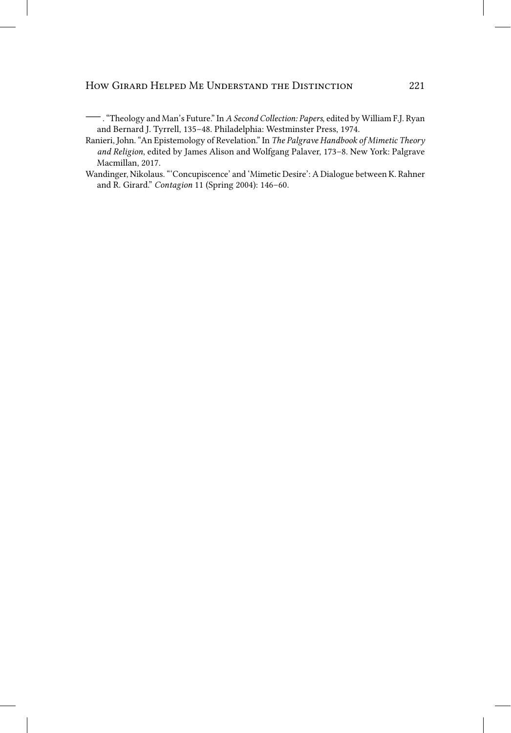——. "Theology and Man's Future." In *A Second Collection: Papers*, edited by William F.J. Ryan and Bernard J. Tyrrell, 135–48. Philadelphia: Westminster Press, 1974.

Ranieri, John. "An Epistemology of Revelation." In *The Palgrave Handbook of Mimetic Theory and Religion*, edited by James Alison and Wolfgang Palaver, 173–8. New York: Palgrave Macmillan, 2017.

Wandinger, Nikolaus. "'Concupiscence' and 'Mimetic Desire': A Dialogue between K. Rahner and R. Girard." *Contagion* 11 (Spring 2004): 146–60.